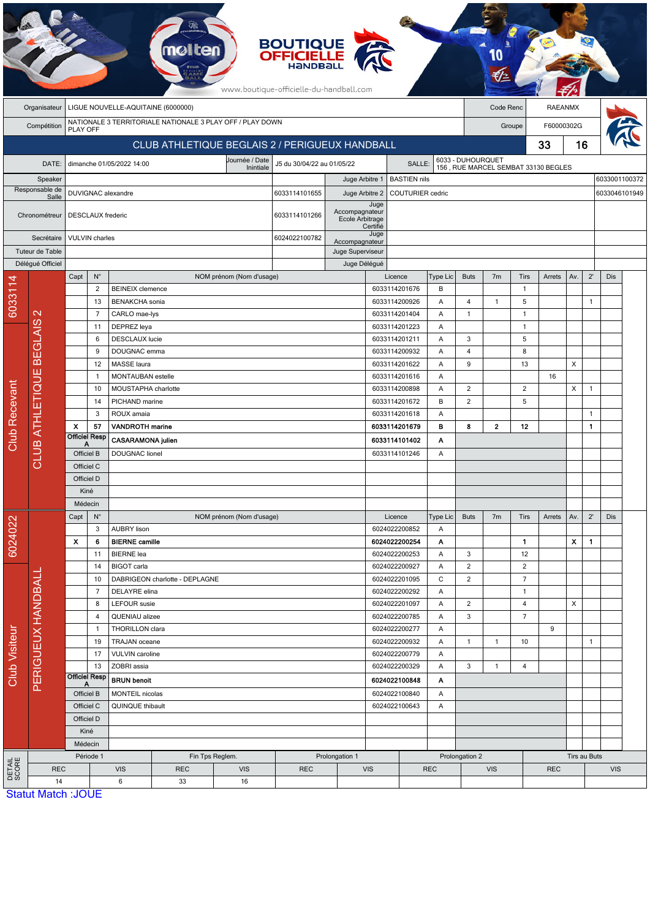BOUTIQUE OFFICIELLE HANDBALL

www.boutique-officielle-du-handball.com

| | | | |
|---|---|---|---|
| Organisateur | LIGUE NOUVELLE-AQUITAINE (6000000) | Code Renc | RAEANMX |
| Compétition | NATIONALE 3 TERRITORIALE NATIONALE 3 PLAY OFF / PLAY DOWN PLAY OFF | Groupe | F60000302G |

## CLUB ATHLETIQUE BEGLAIS 2 / PERIGUEUX HANDBALL — 33 / 16

| | | | | | |
|---|---|---|---|---|---|
| DATE: | dimanche 01/05/2022 14:00 | Journée / Date Initiale | J5 du 30/04/22 au 01/05/22 | SALLE: | 6033 - DUHOURQUET 156 , RUE MARCEL SEMBAT 33130 BEGLES |

| | | | | | |
|---|---|---|---|---|---|
| Speaker | | | Juge Arbitre 1 | BASTIEN nils | 6033001100372 |
| Responsable de Salle | DUVIGNAC alexandre | 6033114101655 | Juge Arbitre 2 | COUTURIER cedric | 6033046101949 |
| Chronométreur | DESCLAUX frederic | 6033114101266 | Juge Accompagnateur Ecole Arbitrage Certifié | | |
| Secrétaire | VULVIN charles | 6024022100782 | Juge Accompagnateur | | |
| Tuteur de Table | | | Juge Superviseur | | |
| Délégué Officiel | | | Juge Délégué | | |

### Club Recevant — 6033114 — CLUB ATHLETIQUE BEGLAIS 2

| Capt | N° | NOM prénom (Nom d'usage) | Licence | Type Lic | Buts | 7m | Tirs | Arrets | Av. | 2' | Dis |
|---|---|---|---|---|---|---|---|---|---|---|---|
| | 2 | BEINEIX clemence | 6033114201676 | B | | | 1 | | | | |
| | 13 | BENAKCHA sonia | 6033114200926 | A | 4 | 1 | 5 | | | 1 | |
| | 7 | CARLO mae-lys | 6033114201404 | A | 1 | | 1 | | | | |
| | 11 | DEPREZ leya | 6033114201223 | A | | | 1 | | | | |
| | 6 | DESCLAUX lucie | 6033114201211 | A | 3 | | 5 | | | | |
| | 9 | DOUGNAC emma | 6033114200932 | A | 4 | | 8 | | | | |
| | 12 | MASSE laura | 6033114201622 | A | 9 | | 13 | | X | | |
| | 1 | MONTAUBAN estelle | 6033114201616 | A | | | | 16 | | | |
| | 10 | MOUSTAPHA charlotte | 6033114200898 | A | 2 | | 2 | | X | 1 | |
| | 14 | PICHAND marine | 6033114201672 | B | 2 | | 5 | | | | |
| | 3 | ROUX amaia | 6033114201618 | A | | | | | | 1 | |
| **X** | **57** | **VANDROTH marine** | **6033114201679** | **B** | **8** | **2** | **12** | | | **1** | |
| Officiel Resp A | | **CASARAMONA julien** | **6033114101402** | **A** | | | | | | | |
| Officiel B | | DOUGNAC lionel | 6033114101246 | A | | | | | | | |
| Officiel C | | | | | | | | | | | |
| Officiel D | | | | | | | | | | | |
| Kiné | | | | | | | | | | | |
| Médecin | | | | | | | | | | | |

### Club Visiteur — 6024022 — PERIGUEUX HANDBALL

| Capt | N° | NOM prénom (Nom d'usage) | Licence | Type Lic | Buts | 7m | Tirs | Arrets | Av. | 2' | Dis |
|---|---|---|---|---|---|---|---|---|---|---|---|
| | 3 | AUBRY lison | 6024022200852 | A | | | | | | | |
| **X** | **6** | **BIERNE camille** | **6024022200254** | **A** | | | **1** | | **X** | **1** | |
| | 11 | BIERNE lea | 6024022200253 | A | 3 | | 12 | | | | |
| | 14 | BIGOT carla | 6024022200927 | A | 2 | | 2 | | | | |
| | 10 | DABRIGEON charlotte - DEPLAGNE | 6024022201095 | C | 2 | | 7 | | | | |
| | 7 | DELAYRE elina | 6024022200292 | A | | | 1 | | | | |
| | 8 | LEFOUR susie | 6024022201097 | A | 2 | | 4 | | X | | |
| | 4 | QUENIAU alizee | 6024022200785 | A | 3 | | 7 | | | | |
| | 1 | THORILLON clara | 6024022200277 | A | | | | 9 | | | |
| | 19 | TRAJAN oceane | 6024022200932 | A | 1 | 1 | 10 | | | 1 | |
| | 17 | VULVIN caroline | 6024022200779 | A | | | | | | | |
| | 13 | ZOBRI assia | 6024022200329 | A | 3 | 1 | 4 | | | | |
| Officiel Resp A | | **BRUN benoit** | **6024022100848** | **A** | | | | | | | |
| Officiel B | | MONTEIL nicolas | 6024022100840 | A | | | | | | | |
| Officiel C | | QUINQUE thibault | 6024022100643 | A | | | | | | | |
| Officiel D | | | | | | | | | | | |
| Kiné | | | | | | | | | | | |
| Médecin | | | | | | | | | | | |

### DETAIL SCORE

| Période 1 | | Fin Tps Reglem. | | Prolongation 1 | | Prolongation 2 | | Tirs au Buts | |
|---|---|---|---|---|---|---|---|---|---|
| REC | VIS | REC | VIS | REC | VIS | REC | VIS | REC | VIS |
| 14 | 6 | 33 | 16 | | | | | | |

Statut Match :JOUE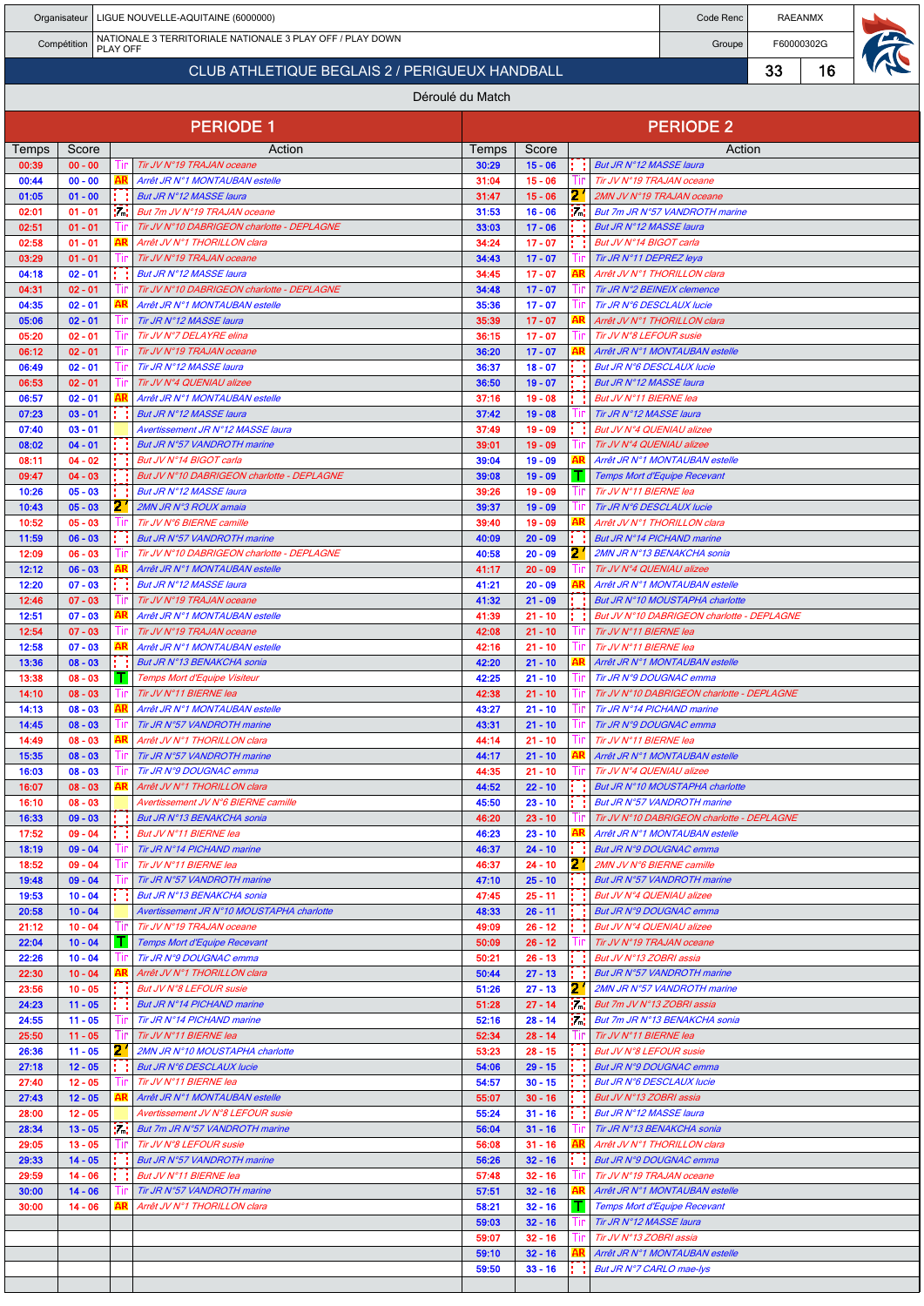| Organisateur | LIGUE NOUVELLE-AQUITAINE (6000000) | Code Renc | RAEANMX |
|---|---|---|---|
| Compétition | NATIONALE 3 TERRITORIALE NATIONALE 3 PLAY OFF / PLAY DOWN PLAY OFF | Groupe | F60000302G |

## CLUB ATHLETIQUE BEGLAIS 2 / PERIGUEUX HANDBALL — 33 / 16

Déroulé du Match

### PERIODE 1

| Temps | Score | | Action |
|---|---|---|---|
| 00:39 | 00 - 00 | Tir | Tir JV N°19 TRAJAN oceane |
| 00:44 | 00 - 00 | AR | Arrêt JR N°1 MONTAUBAN estelle |
| 01:05 | 01 - 00 | | But JR N°12 MASSE laura |
| 02:01 | 01 - 01 | 7m | But 7m JV N°19 TRAJAN oceane |
| 02:51 | 01 - 01 | Tir | Tir JV N°10 DABRIGEON charlotte - DEPLAGNE |
| 02:58 | 01 - 01 | AR | Arrêt JV N°1 THORILLON clara |
| 03:29 | 01 - 01 | Tir | Tir JV N°19 TRAJAN oceane |
| 04:18 | 02 - 01 | | But JR N°12 MASSE laura |
| 04:31 | 02 - 01 | Tir | Tir JV N°10 DABRIGEON charlotte - DEPLAGNE |
| 04:35 | 02 - 01 | AR | Arrêt JR N°1 MONTAUBAN estelle |
| 05:06 | 02 - 01 | Tir | Tir JR N°12 MASSE laura |
| 05:20 | 02 - 01 | Tir | Tir JV N°7 DELAYRE elina |
| 06:12 | 02 - 01 | Tir | Tir JV N°19 TRAJAN oceane |
| 06:49 | 02 - 01 | Tir | Tir JR N°12 MASSE laura |
| 06:53 | 02 - 01 | Tir | Tir JV N°4 QUENIAU alizee |
| 06:57 | 02 - 01 | AR | Arrêt JR N°1 MONTAUBAN estelle |
| 07:23 | 03 - 01 | | But JR N°12 MASSE laura |
| 07:40 | 03 - 01 | | Avertissement JR N°12 MASSE laura |
| 08:02 | 04 - 01 | | But JR N°57 VANDROTH marine |
| 08:11 | 04 - 02 | | But JV N°14 BIGOT carla |
| 09:47 | 04 - 03 | | But JV N°10 DABRIGEON charlotte - DEPLAGNE |
| 10:26 | 05 - 03 | | But JR N°12 MASSE laura |
| 10:43 | 05 - 03 | 2' | 2MN JR N°3 ROUX amaia |
| 10:52 | 05 - 03 | Tir | Tir JV N°6 BIERNE camille |
| 11:59 | 06 - 03 | | But JR N°57 VANDROTH marine |
| 12:09 | 06 - 03 | Tir | Tir JV N°10 DABRIGEON charlotte - DEPLAGNE |
| 12:12 | 06 - 03 | AR | Arrêt JR N°1 MONTAUBAN estelle |
| 12:20 | 07 - 03 | | But JR N°12 MASSE laura |
| 12:46 | 07 - 03 | Tir | Tir JV N°19 TRAJAN oceane |
| 12:51 | 07 - 03 | AR | Arrêt JR N°1 MONTAUBAN estelle |
| 12:54 | 07 - 03 | Tir | Tir JV N°19 TRAJAN oceane |
| 12:58 | 07 - 03 | AR | Arrêt JR N°1 MONTAUBAN estelle |
| 13:36 | 08 - 03 | | But JR N°13 BENAKCHA sonia |
| 13:38 | 08 - 03 | T | Temps Mort d'Equipe Visiteur |
| 14:10 | 08 - 03 | Tir | Tir JV N°11 BIERNE lea |
| 14:13 | 08 - 03 | AR | Arrêt JR N°1 MONTAUBAN estelle |
| 14:45 | 08 - 03 | Tir | Tir JR N°57 VANDROTH marine |
| 14:49 | 08 - 03 | AR | Arrêt JV N°1 THORILLON clara |
| 15:35 | 08 - 03 | Tir | Tir JR N°57 VANDROTH marine |
| 16:03 | 08 - 03 | Tir | Tir JR N°9 DOUGNAC emma |
| 16:07 | 08 - 03 | AR | Arrêt JV N°1 THORILLON clara |
| 16:10 | 08 - 03 | | Avertissement JV N°6 BIERNE camille |
| 16:33 | 09 - 03 | | But JR N°13 BENAKCHA sonia |
| 17:52 | 09 - 04 | | But JV N°11 BIERNE lea |
| 18:19 | 09 - 04 | Tir | Tir JR N°14 PICHAND marine |
| 18:52 | 09 - 04 | Tir | Tir JV N°11 BIERNE lea |
| 19:48 | 09 - 04 | Tir | Tir JR N°57 VANDROTH marine |
| 19:53 | 10 - 04 | | But JR N°13 BENAKCHA sonia |
| 20:58 | 10 - 04 | | Avertissement JR N°10 MOUSTAPHA charlotte |
| 21:12 | 10 - 04 | Tir | Tir JV N°19 TRAJAN oceane |
| 22:04 | 10 - 04 | T | Temps Mort d'Equipe Recevant |
| 22:26 | 10 - 04 | Tir | Tir JR N°9 DOUGNAC emma |
| 22:30 | 10 - 04 | AR | Arrêt JV N°1 THORILLON clara |
| 23:56 | 10 - 05 | | But JV N°8 LEFOUR susie |
| 24:23 | 11 - 05 | | But JR N°14 PICHAND marine |
| 24:55 | 11 - 05 | Tir | Tir JR N°14 PICHAND marine |
| 25:50 | 11 - 05 | Tir | Tir JV N°11 BIERNE lea |
| 26:36 | 11 - 05 | 2' | 2MN JR N°10 MOUSTAPHA charlotte |
| 27:18 | 12 - 05 | | But JR N°6 DESCLAUX lucie |
| 27:40 | 12 - 05 | Tir | Tir JV N°11 BIERNE lea |
| 27:43 | 12 - 05 | AR | Arrêt JR N°1 MONTAUBAN estelle |
| 28:00 | 12 - 05 | | Avertissement JV N°8 LEFOUR susie |
| 28:34 | 13 - 05 | 7m | But 7m JR N°57 VANDROTH marine |
| 29:05 | 13 - 05 | Tir | Tir JV N°8 LEFOUR susie |
| 29:33 | 14 - 05 | | But JR N°57 VANDROTH marine |
| 29:59 | 14 - 06 | | But JV N°11 BIERNE lea |
| 30:00 | 14 - 06 | Tir | Tir JR N°57 VANDROTH marine |
| 30:00 | 14 - 06 | AR | Arrêt JV N°1 THORILLON clara |

### PERIODE 2

| Temps | Score | | Action |
|---|---|---|---|
| 30:29 | 15 - 06 | | But JR N°12 MASSE laura |
| 31:04 | 15 - 06 | Tir | Tir JV N°19 TRAJAN oceane |
| 31:47 | 15 - 06 | 2' | 2MN JV N°19 TRAJAN oceane |
| 31:53 | 16 - 06 | 7m | But 7m JR N°57 VANDROTH marine |
| 33:03 | 17 - 06 | | But JR N°12 MASSE laura |
| 34:24 | 17 - 07 | | But JV N°14 BIGOT carla |
| 34:43 | 17 - 07 | Tir | Tir JR N°11 DEPREZ leya |
| 34:45 | 17 - 07 | AR | Arrêt JV N°1 THORILLON clara |
| 34:48 | 17 - 07 | Tir | Tir JR N°2 BEINEIX clemence |
| 35:36 | 17 - 07 | Tir | Tir JR N°6 DESCLAUX lucie |
| 35:39 | 17 - 07 | AR | Arrêt JV N°1 THORILLON clara |
| 36:15 | 17 - 07 | Tir | Tir JV N°8 LEFOUR susie |
| 36:20 | 17 - 07 | AR | Arrêt JR N°1 MONTAUBAN estelle |
| 36:37 | 18 - 07 | | But JR N°6 DESCLAUX lucie |
| 36:50 | 19 - 07 | | But JR N°12 MASSE laura |
| 37:16 | 19 - 08 | | But JV N°11 BIERNE lea |
| 37:42 | 19 - 08 | Tir | Tir JR N°12 MASSE laura |
| 37:49 | 19 - 09 | | But JV N°4 QUENIAU alizee |
| 39:01 | 19 - 09 | Tir | Tir JV N°4 QUENIAU alizee |
| 39:04 | 19 - 09 | AR | Arrêt JR N°1 MONTAUBAN estelle |
| 39:08 | 19 - 09 | T | Temps Mort d'Equipe Recevant |
| 39:26 | 19 - 09 | Tir | Tir JV N°11 BIERNE lea |
| 39:37 | 19 - 09 | Tir | Tir JR N°6 DESCLAUX lucie |
| 39:40 | 19 - 09 | AR | Arrêt JV N°1 THORILLON clara |
| 40:09 | 20 - 09 | | But JR N°14 PICHAND marine |
| 40:58 | 20 - 09 | 2' | 2MN JR N°13 BENAKCHA sonia |
| 41:17 | 20 - 09 | Tir | Tir JV N°4 QUENIAU alizee |
| 41:21 | 20 - 09 | AR | Arrêt JR N°1 MONTAUBAN estelle |
| 41:32 | 21 - 09 | | But JR N°10 MOUSTAPHA charlotte |
| 41:39 | 21 - 10 | | But JV N°10 DABRIGEON charlotte - DEPLAGNE |
| 42:08 | 21 - 10 | Tir | Tir JV N°11 BIERNE lea |
| 42:16 | 21 - 10 | Tir | Tir JV N°11 BIERNE lea |
| 42:20 | 21 - 10 | AR | Arrêt JR N°1 MONTAUBAN estelle |
| 42:25 | 21 - 10 | Tir | Tir JR N°9 DOUGNAC emma |
| 42:38 | 21 - 10 | Tir | Tir JV N°10 DABRIGEON charlotte - DEPLAGNE |
| 42:54 | 21 - 10 | Tir | Tir JR N°14 PICHAND marine |
| 43:31 | 21 - 10 | Tir | Tir JR N°9 DOUGNAC emma |
| 44:14 | 21 - 10 | Tir | Tir JV N°11 BIERNE lea |
| 44:17 | 21 - 10 | AR | Arrêt JR N°1 MONTAUBAN estelle |
| 44:35 | 21 - 10 | Tir | Tir JV N°4 QUENIAU alizee |
| 44:52 | 22 - 10 | | But JR N°10 MOUSTAPHA charlotte |
| 45:50 | 23 - 10 | | But JR N°57 VANDROTH marine |
| 46:20 | 23 - 10 | Tir | Tir JV N°10 DABRIGEON charlotte - DEPLAGNE |
| 46:23 | 23 - 10 | AR | Arrêt JR N°1 MONTAUBAN estelle |
| 46:37 | 24 - 10 | | But JR N°9 DOUGNAC emma |
| 46:37 | 24 - 10 | 2' | 2MN JV N°6 BIERNE camille |
| 47:10 | 25 - 10 | | But JR N°57 VANDROTH marine |
| 47:45 | 25 - 11 | | But JV N°4 QUENIAU alizee |
| 48:33 | 26 - 11 | | But JR N°9 DOUGNAC emma |
| 49:09 | 26 - 12 | | But JV N°4 QUENIAU alizee |
| 50:09 | 26 - 12 | Tir | Tir JV N°19 TRAJAN oceane |
| 50:21 | 26 - 13 | | But JV N°13 ZOBRI assia |
| 50:44 | 27 - 13 | | But JR N°57 VANDROTH marine |
| 51:26 | 27 - 13 | 2' | 2MN JR N°57 VANDROTH marine |
| 51:28 | 27 - 14 | 7m | But 7m JV N°13 ZOBRI assia |
| 52:16 | 28 - 14 | 7m | But 7m JR N°13 BENAKCHA sonia |
| 52:34 | 28 - 14 | Tir | Tir JV N°11 BIERNE lea |
| 53:23 | 28 - 15 | | But JV N°8 LEFOUR susie |
| 54:06 | 29 - 15 | | But JR N°9 DOUGNAC emma |
| 54:57 | 30 - 15 | | But JR N°6 DESCLAUX lucie |
| 55:07 | 30 - 16 | | But JV N°13 ZOBRI assia |
| 55:24 | 31 - 16 | | But JR N°12 MASSE laura |
| 56:04 | 31 - 16 | Tir | Tir JR N°13 BENAKCHA sonia |
| 56:08 | 31 - 16 | AR | Arrêt JV N°1 THORILLON clara |
| 56:26 | 32 - 16 | | But JR N°9 DOUGNAC emma |
| 57:48 | 32 - 16 | Tir | Tir JV N°19 TRAJAN oceane |
| 57:51 | 32 - 16 | AR | Arrêt JR N°1 MONTAUBAN estelle |
| 58:21 | 32 - 16 | T | Temps Mort d'Equipe Recevant |
| 59:03 | 32 - 16 | Tir | Tir JR N°12 MASSE laura |
| 59:07 | 32 - 16 | Tir | Tir JV N°13 ZOBRI assia |
| 59:10 | 32 - 16 | AR | Arrêt JR N°1 MONTAUBAN estelle |
| 59:50 | 33 - 16 | | But JR N°7 CARLO mae-lys |